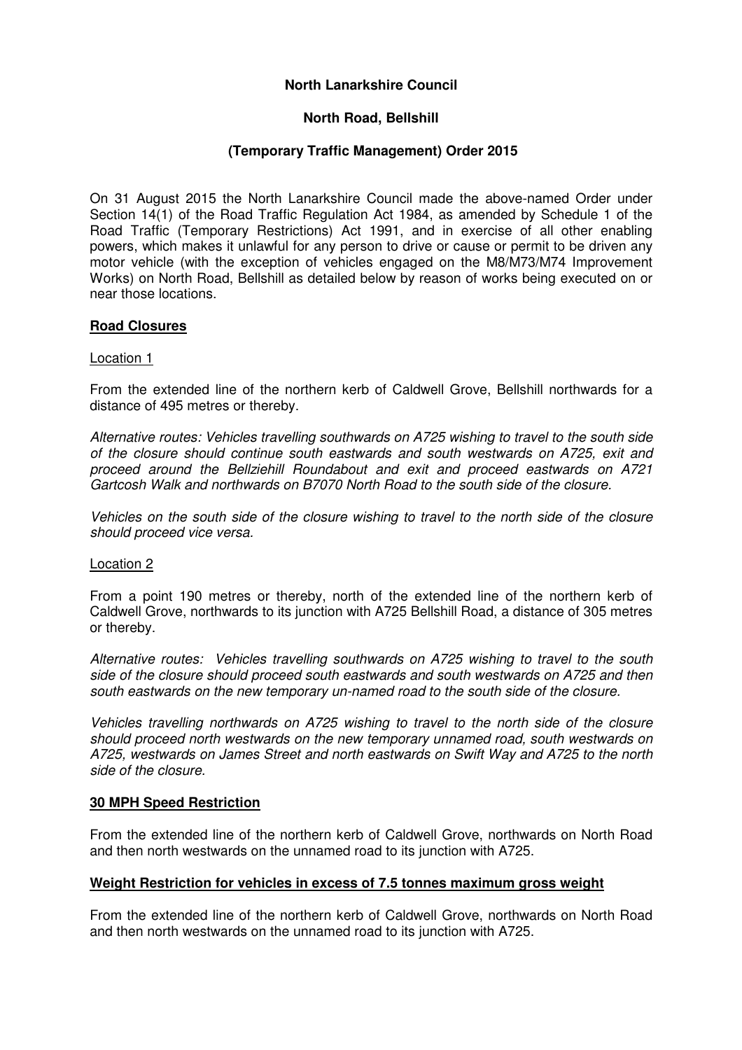**North Lanarkshire Council**

**North Road, Bellshill**

**(Temporary Traffic Management) Order 2015**

On 31 August 2015 the North Lanarkshire Council made the above-named Order under Section 14(1) of the Road Traffic Regulation Act 1984, as amended by Schedule 1 of the Road Traffic (Temporary Restrictions) Act 1991, and in exercise of all other enabling powers, which makes it unlawful for any person to drive or cause or permit to be driven any motor vehicle (with the exception of vehicles engaged on the M8/M73/M74 Improvement Works) on North Road, Bellshill as detailed below by reason of works being executed on or near those locations.

**Road Closures**

Location 1

From the extended line of the northern kerb of Caldwell Grove, Bellshill northwards for a distance of 495 metres or thereby.

*Alternative routes: Vehicles travelling southwards on A725 wishing to travel to the south side of the closure should continue south eastwards and south westwards on A725, exit and proceed around the Bellziehill Roundabout and exit and proceed eastwards on A721 Gartcosh Walk and northwards on B7070 North Road to the south side of the closure.*

*Vehicles on the south side of the closure wishing to travel to the north side of the closure should proceed vice versa.*

Location 2

From a point 190 metres or thereby, north of the extended line of the northern kerb of Caldwell Grove, northwards to its junction with A725 Bellshill Road, a distance of 305 metres or thereby.

*Alternative routes: Vehicles travelling southwards on A725 wishing to travel to the south side of the closure should proceed south eastwards and south westwards on A725 and then south eastwards on the new temporary un-named road to the south side of the closure.*

*Vehicles travelling northwards on A725 wishing to travel to the north side of the closure should proceed north westwards on the new temporary unnamed road, south westwards on A725, westwards on James Street and north eastwards on Swift Way and A725 to the north side of the closure.*

**30 MPH Speed Restriction**

From the extended line of the northern kerb of Caldwell Grove, northwards on North Road and then north westwards on the unnamed road to its junction with A725.

**Weight Restriction for vehicles in excess of 7.5 tonnes maximum gross weight**

From the extended line of the northern kerb of Caldwell Grove, northwards on North Road and then north westwards on the unnamed road to its junction with A725.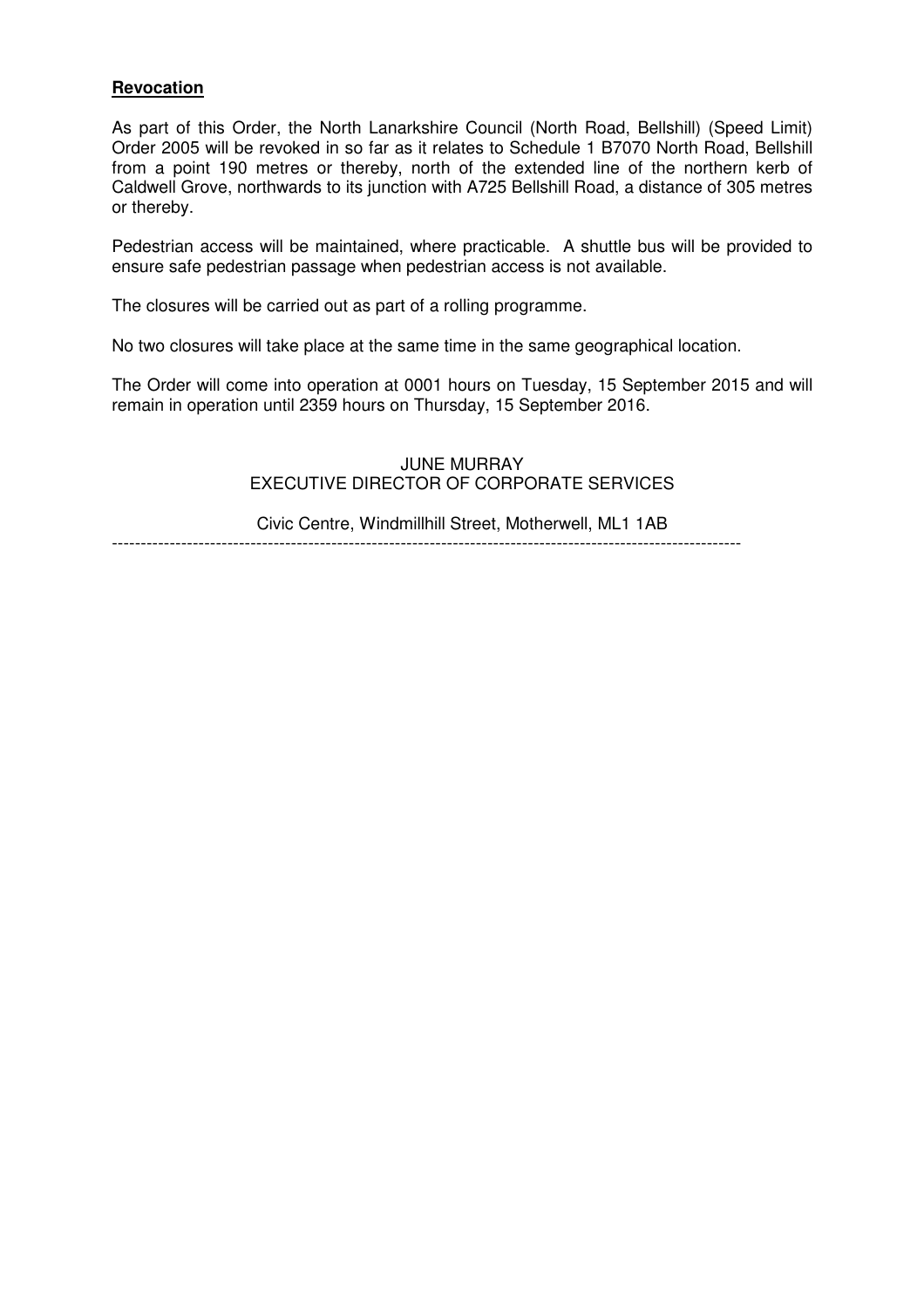**Revocation**

As part of this Order, the North Lanarkshire Council (North Road, Bellshill) (Speed Limit) Order 2005 will be revoked in so far as it relates to Schedule 1 B7070 North Road, Bellshill from a point 190 metres or thereby, north of the extended line of the northern kerb of Caldwell Grove, northwards to its junction with A725 Bellshill Road, a distance of 305 metres or thereby.

Pedestrian access will be maintained, where practicable. A shuttle bus will be provided to ensure safe pedestrian passage when pedestrian access is not available.

The closures will be carried out as part of a rolling programme.

No two closures will take place at the same time in the same geographical location.

The Order will come into operation at 0001 hours on Tuesday, 15 September 2015 and will remain in operation until 2359 hours on Thursday, 15 September 2016.

JUNE MURRAY
EXECUTIVE DIRECTOR OF CORPORATE SERVICES

Civic Centre, Windmillhill Street, Motherwell, ML1 1AB

---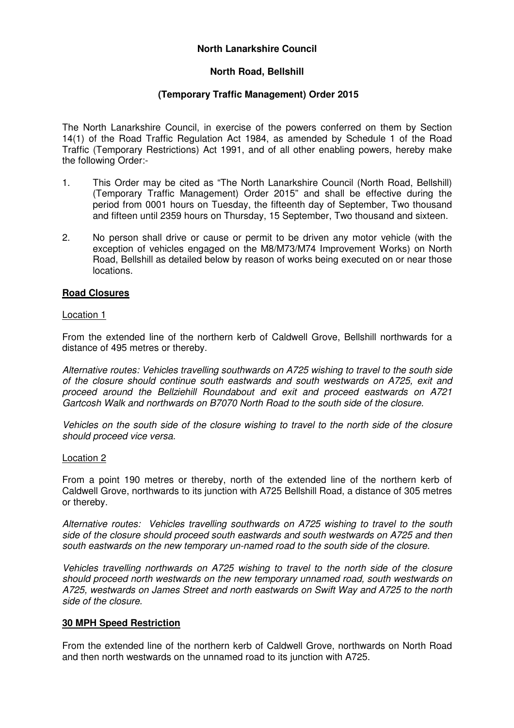**North Lanarkshire Council**

**North Road, Bellshill**

**(Temporary Traffic Management) Order 2015**

The North Lanarkshire Council, in exercise of the powers conferred on them by Section 14(1) of the Road Traffic Regulation Act 1984, as amended by Schedule 1 of the Road Traffic (Temporary Restrictions) Act 1991, and of all other enabling powers, hereby make the following Order:-

1. This Order may be cited as "The North Lanarkshire Council (North Road, Bellshill) (Temporary Traffic Management) Order 2015" and shall be effective during the period from 0001 hours on Tuesday, the fifteenth day of September, Two thousand and fifteen until 2359 hours on Thursday, 15 September, Two thousand and sixteen.

2. No person shall drive or cause or permit to be driven any motor vehicle (with the exception of vehicles engaged on the M8/M73/M74 Improvement Works) on North Road, Bellshill as detailed below by reason of works being executed on or near those locations.

**Road Closures**

Location 1

From the extended line of the northern kerb of Caldwell Grove, Bellshill northwards for a distance of 495 metres or thereby.

*Alternative routes: Vehicles travelling southwards on A725 wishing to travel to the south side of the closure should continue south eastwards and south westwards on A725, exit and proceed around the Bellziehill Roundabout and exit and proceed eastwards on A721 Gartcosh Walk and northwards on B7070 North Road to the south side of the closure.*

*Vehicles on the south side of the closure wishing to travel to the north side of the closure should proceed vice versa.*

Location 2

From a point 190 metres or thereby, north of the extended line of the northern kerb of Caldwell Grove, northwards to its junction with A725 Bellshill Road, a distance of 305 metres or thereby.

*Alternative routes: Vehicles travelling southwards on A725 wishing to travel to the south side of the closure should proceed south eastwards and south westwards on A725 and then south eastwards on the new temporary un-named road to the south side of the closure.*

*Vehicles travelling northwards on A725 wishing to travel to the north side of the closure should proceed north westwards on the new temporary unnamed road, south westwards on A725, westwards on James Street and north eastwards on Swift Way and A725 to the north side of the closure.*

**30 MPH Speed Restriction**

From the extended line of the northern kerb of Caldwell Grove, northwards on North Road and then north westwards on the unnamed road to its junction with A725.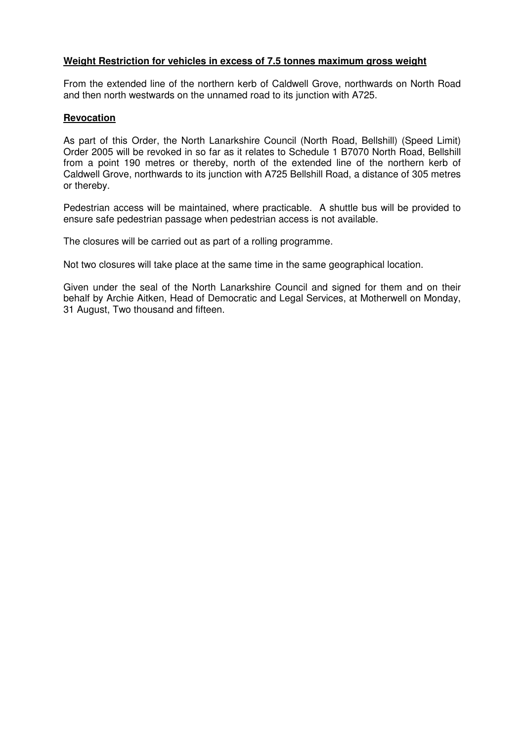**Weight Restriction for vehicles in excess of 7.5 tonnes maximum gross weight**

From the extended line of the northern kerb of Caldwell Grove, northwards on North Road and then north westwards on the unnamed road to its junction with A725.

**Revocation**

As part of this Order, the North Lanarkshire Council (North Road, Bellshill) (Speed Limit) Order 2005 will be revoked in so far as it relates to Schedule 1 B7070 North Road, Bellshill from a point 190 metres or thereby, north of the extended line of the northern kerb of Caldwell Grove, northwards to its junction with A725 Bellshill Road, a distance of 305 metres or thereby.

Pedestrian access will be maintained, where practicable. A shuttle bus will be provided to ensure safe pedestrian passage when pedestrian access is not available.

The closures will be carried out as part of a rolling programme.

Not two closures will take place at the same time in the same geographical location.

Given under the seal of the North Lanarkshire Council and signed for them and on their behalf by Archie Aitken, Head of Democratic and Legal Services, at Motherwell on Monday, 31 August, Two thousand and fifteen.